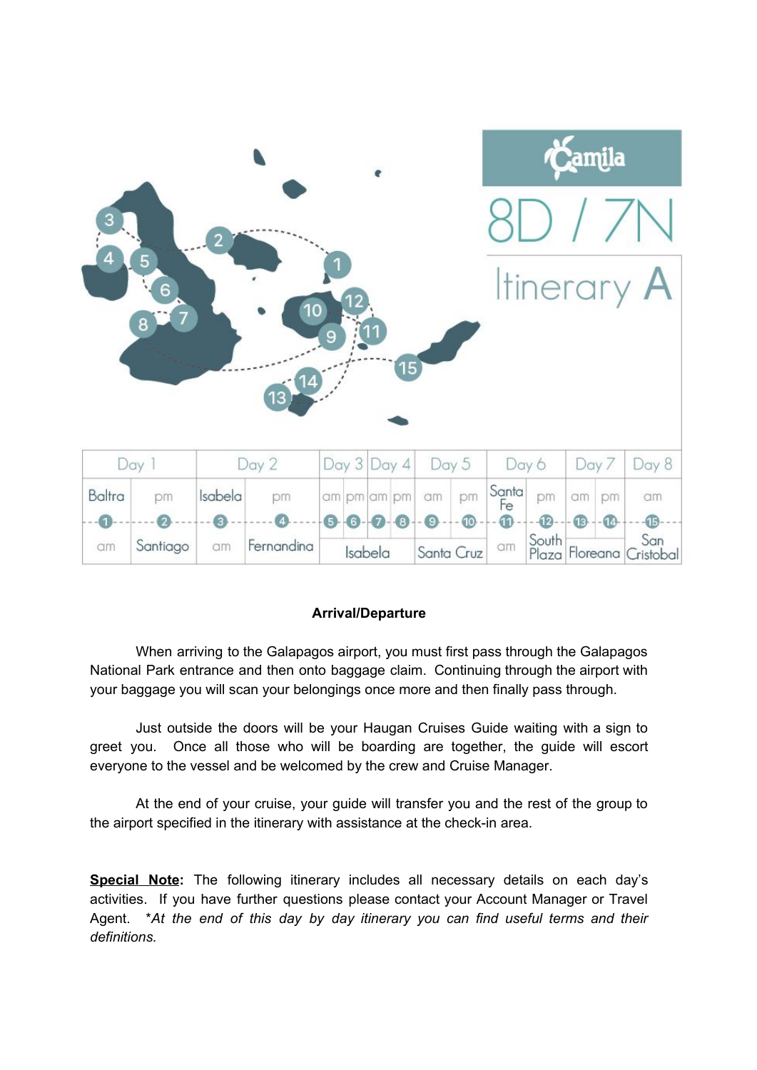# Camila

# 8D / 7N

## Itinerary A

| Day 1 | | Day 2 | | Day 3 | | Day 4 | | Day 5 | | Day 6 | | Day 7 | | Day 8 |
|---|---|---|---|---|---|---|---|---|---|---|---|---|---|---|
| Baltra | pm | Isabela | pm | am | pm | am | pm | am | pm | Santa Fe | pm | am | pm | am |
| 1 | 2 | 3 | 4 | 5 | 6 | 7 | 8 | 9 | 10 | 11 | 12 | 13 | 14 | 15 |
| am | Santiago | am | Fernandina | Isabela | | | | Santa Cruz | | am | South Plaza | Floreana | | San Cristobal |

**Arrival/Departure**

When arriving to the Galapagos airport, you must first pass through the Galapagos National Park entrance and then onto baggage claim. Continuing through the airport with your baggage you will scan your belongings once more and then finally pass through.

Just outside the doors will be your Haugan Cruises Guide waiting with a sign to greet you. Once all those who will be boarding are together, the guide will escort everyone to the vessel and be welcomed by the crew and Cruise Manager.

At the end of your cruise, your guide will transfer you and the rest of the group to the airport specified in the itinerary with assistance at the check-in area.

**Special Note:** The following itinerary includes all necessary details on each day's activities. If you have further questions please contact your Account Manager or Travel Agent. **At the end of this day by day itinerary you can find useful terms and their definitions.*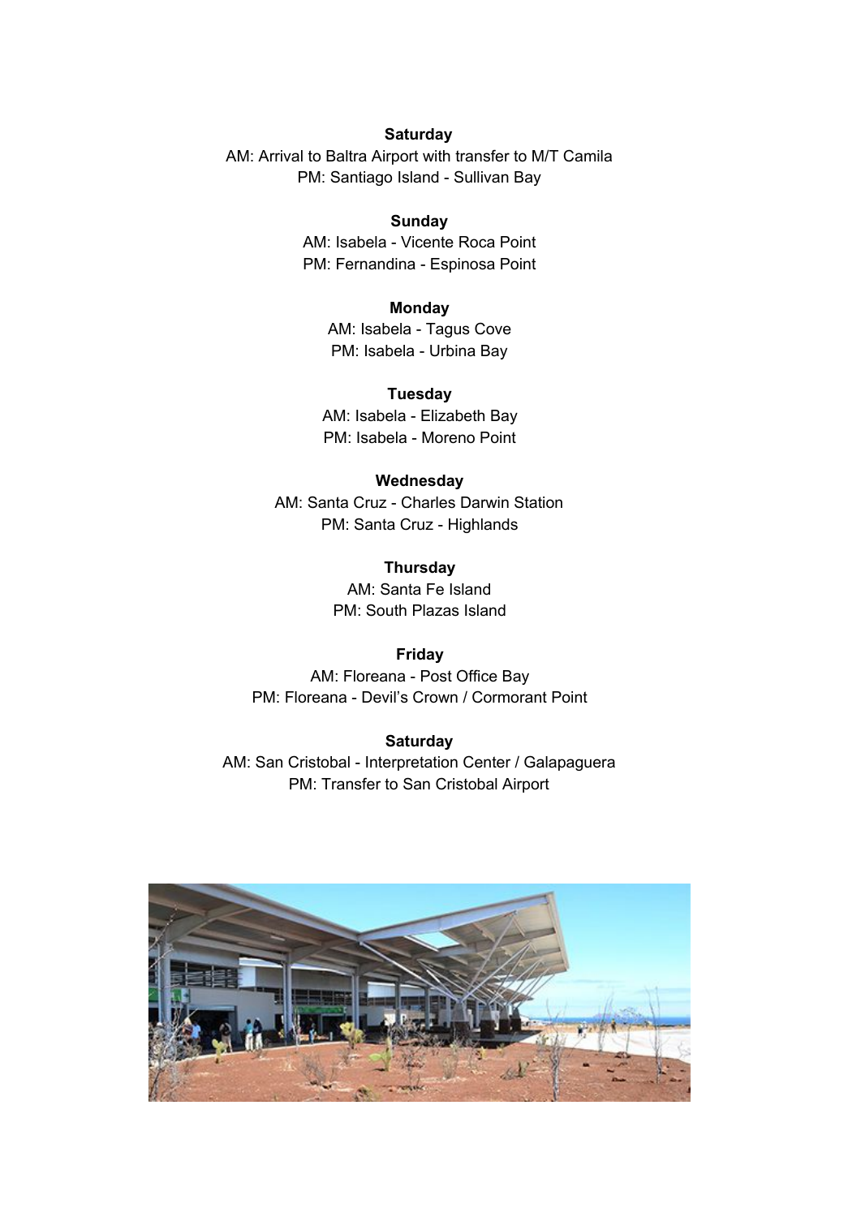**Saturday**
AM: Arrival to Baltra Airport with transfer to M/T Camila
PM: Santiago Island - Sullivan Bay

**Sunday**
AM: Isabela - Vicente Roca Point
PM: Fernandina - Espinosa Point

**Monday**
AM: Isabela - Tagus Cove
PM: Isabela - Urbina Bay

**Tuesday**
AM: Isabela - Elizabeth Bay
PM: Isabela - Moreno Point

**Wednesday**
AM: Santa Cruz - Charles Darwin Station
PM: Santa Cruz - Highlands

**Thursday**
AM: Santa Fe Island
PM: South Plazas Island

**Friday**
AM: Floreana - Post Office Bay
PM: Floreana - Devil's Crown / Cormorant Point

**Saturday**
AM: San Cristobal - Interpretation Center / Galapaguera
PM: Transfer to San Cristobal Airport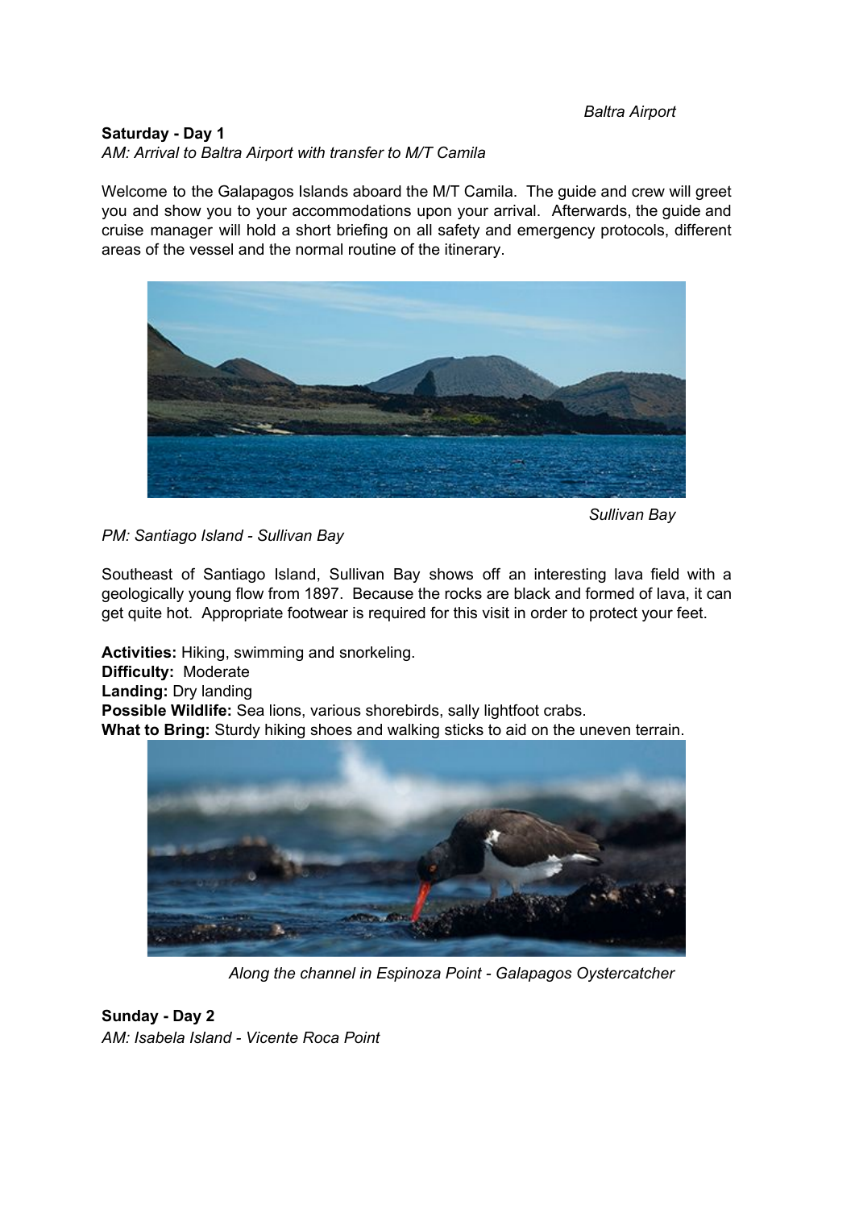*Baltra Airport*

**Saturday - Day 1**
*AM: Arrival to Baltra Airport with transfer to M/T Camila*

Welcome to the Galapagos Islands aboard the M/T Camila. The guide and crew will greet you and show you to your accommodations upon your arrival. Afterwards, the guide and cruise manager will hold a short briefing on all safety and emergency protocols, different areas of the vessel and the normal routine of the itinerary.

*Sullivan Bay*

*PM: Santiago Island - Sullivan Bay*

Southeast of Santiago Island, Sullivan Bay shows off an interesting lava field with a geologically young flow from 1897. Because the rocks are black and formed of lava, it can get quite hot. Appropriate footwear is required for this visit in order to protect your feet.

**Activities:** Hiking, swimming and snorkeling.
**Difficulty:** Moderate
**Landing:** Dry landing
**Possible Wildlife:** Sea lions, various shorebirds, sally lightfoot crabs.
**What to Bring:** Sturdy hiking shoes and walking sticks to aid on the uneven terrain.

*Along the channel in Espinoza Point - Galapagos Oystercatcher*

**Sunday - Day 2**
*AM: Isabela Island - Vicente Roca Point*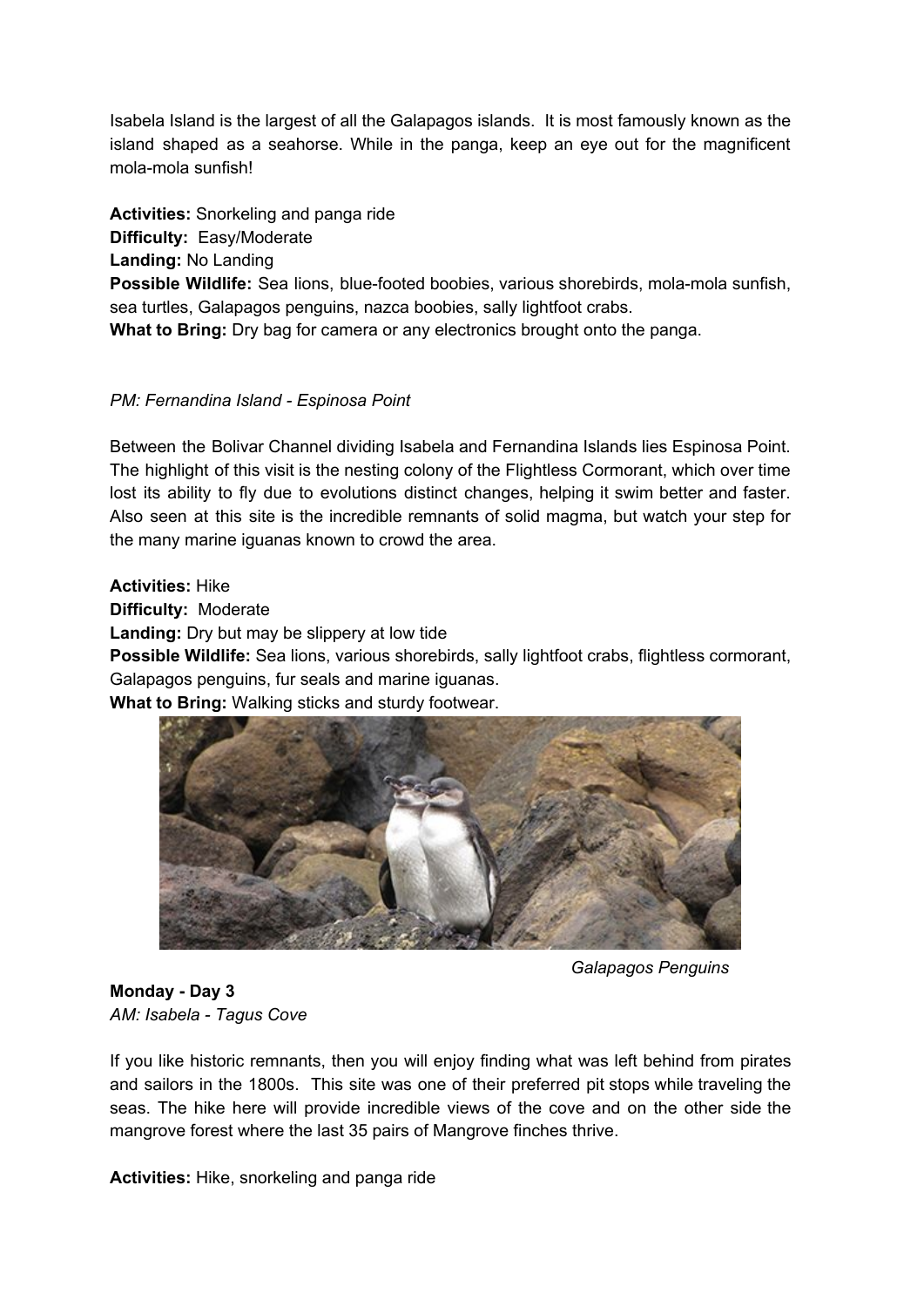Isabela Island is the largest of all the Galapagos islands. It is most famously known as the island shaped as a seahorse. While in the panga, keep an eye out for the magnificent mola-mola sunfish!

**Activities:** Snorkeling and panga ride
**Difficulty:** Easy/Moderate
**Landing:** No Landing
**Possible Wildlife:** Sea lions, blue-footed boobies, various shorebirds, mola-mola sunfish, sea turtles, Galapagos penguins, nazca boobies, sally lightfoot crabs.
**What to Bring:** Dry bag for camera or any electronics brought onto the panga.

*PM: Fernandina Island - Espinosa Point*

Between the Bolivar Channel dividing Isabela and Fernandina Islands lies Espinosa Point. The highlight of this visit is the nesting colony of the Flightless Cormorant, which over time lost its ability to fly due to evolutions distinct changes, helping it swim better and faster. Also seen at this site is the incredible remnants of solid magma, but watch your step for the many marine iguanas known to crowd the area.

**Activities:** Hike
**Difficulty:** Moderate
**Landing:** Dry but may be slippery at low tide
**Possible Wildlife:** Sea lions, various shorebirds, sally lightfoot crabs, flightless cormorant, Galapagos penguins, fur seals and marine iguanas.
**What to Bring:** Walking sticks and sturdy footwear.

*Galapagos Penguins*

**Monday - Day 3**
*AM: Isabela - Tagus Cove*

If you like historic remnants, then you will enjoy finding what was left behind from pirates and sailors in the 1800s. This site was one of their preferred pit stops while traveling the seas. The hike here will provide incredible views of the cove and on the other side the mangrove forest where the last 35 pairs of Mangrove finches thrive.

**Activities:** Hike, snorkeling and panga ride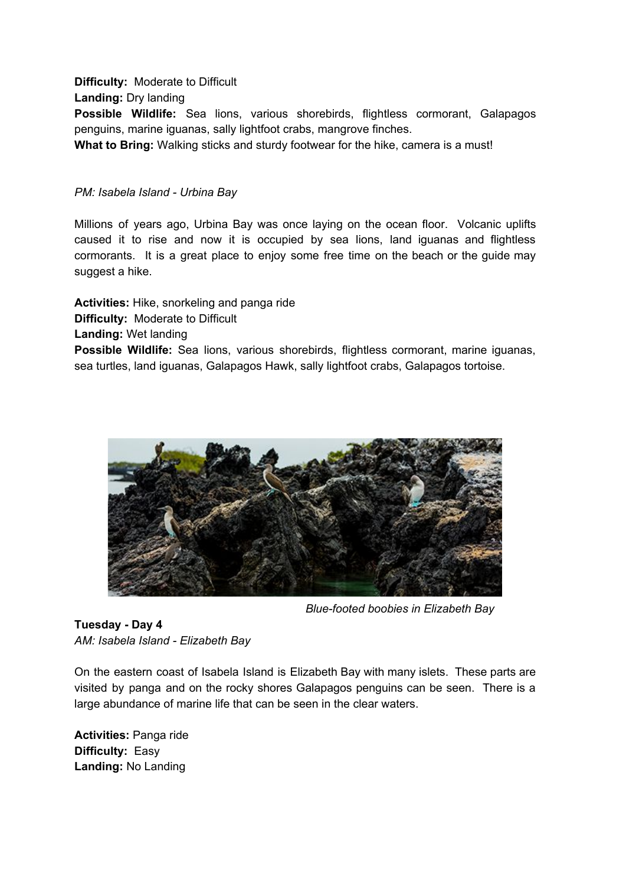**Difficulty:** Moderate to Difficult
**Landing:** Dry landing
**Possible Wildlife:** Sea lions, various shorebirds, flightless cormorant, Galapagos penguins, marine iguanas, sally lightfoot crabs, mangrove finches.
**What to Bring:** Walking sticks and sturdy footwear for the hike, camera is a must!

*PM: Isabela Island - Urbina Bay*

Millions of years ago, Urbina Bay was once laying on the ocean floor. Volcanic uplifts caused it to rise and now it is occupied by sea lions, land iguanas and flightless cormorants. It is a great place to enjoy some free time on the beach or the guide may suggest a hike.

**Activities:** Hike, snorkeling and panga ride
**Difficulty:** Moderate to Difficult
**Landing:** Wet landing
**Possible Wildlife:** Sea lions, various shorebirds, flightless cormorant, marine iguanas, sea turtles, land iguanas, Galapagos Hawk, sally lightfoot crabs, Galapagos tortoise.

*Blue-footed boobies in Elizabeth Bay*

**Tuesday - Day 4**
*AM: Isabela Island - Elizabeth Bay*

On the eastern coast of Isabela Island is Elizabeth Bay with many islets. These parts are visited by panga and on the rocky shores Galapagos penguins can be seen. There is a large abundance of marine life that can be seen in the clear waters.

**Activities:** Panga ride
**Difficulty:** Easy
**Landing:** No Landing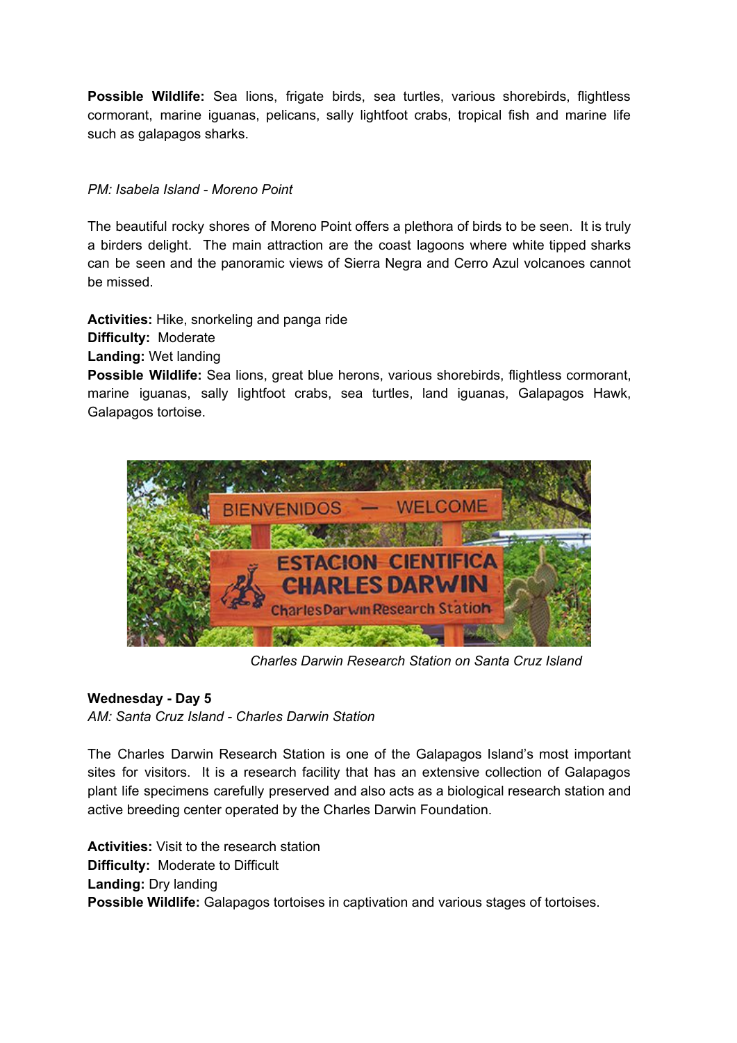**Possible Wildlife:** Sea lions, frigate birds, sea turtles, various shorebirds, flightless cormorant, marine iguanas, pelicans, sally lightfoot crabs, tropical fish and marine life such as galapagos sharks.

*PM: Isabela Island - Moreno Point*

The beautiful rocky shores of Moreno Point offers a plethora of birds to be seen. It is truly a birders delight. The main attraction are the coast lagoons where white tipped sharks can be seen and the panoramic views of Sierra Negra and Cerro Azul volcanoes cannot be missed.

**Activities:** Hike, snorkeling and panga ride
**Difficulty:** Moderate
**Landing:** Wet landing
**Possible Wildlife:** Sea lions, great blue herons, various shorebirds, flightless cormorant, marine iguanas, sally lightfoot crabs, sea turtles, land iguanas, Galapagos Hawk, Galapagos tortoise.

*Charles Darwin Research Station on Santa Cruz Island*

**Wednesday - Day 5**
*AM: Santa Cruz Island - Charles Darwin Station*

The Charles Darwin Research Station is one of the Galapagos Island's most important sites for visitors. It is a research facility that has an extensive collection of Galapagos plant life specimens carefully preserved and also acts as a biological research station and active breeding center operated by the Charles Darwin Foundation.

**Activities:** Visit to the research station
**Difficulty:** Moderate to Difficult
**Landing:** Dry landing
**Possible Wildlife:** Galapagos tortoises in captivation and various stages of tortoises.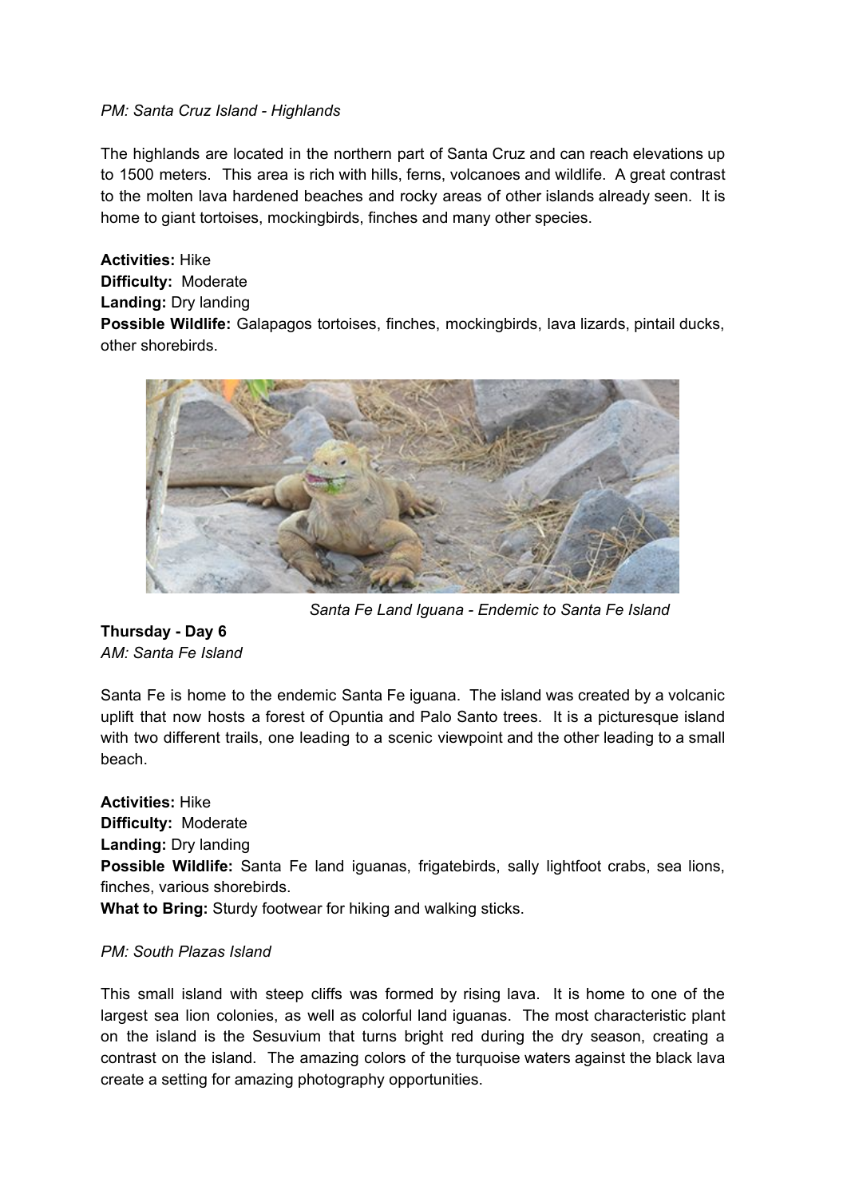*PM: Santa Cruz Island - Highlands*

The highlands are located in the northern part of Santa Cruz and can reach elevations up to 1500 meters. This area is rich with hills, ferns, volcanoes and wildlife. A great contrast to the molten lava hardened beaches and rocky areas of other islands already seen. It is home to giant tortoises, mockingbirds, finches and many other species.

**Activities:** Hike
**Difficulty:** Moderate
**Landing:** Dry landing
**Possible Wildlife:** Galapagos tortoises, finches, mockingbirds, lava lizards, pintail ducks, other shorebirds.

*Santa Fe Land Iguana - Endemic to Santa Fe Island*

**Thursday - Day 6**
*AM: Santa Fe Island*

Santa Fe is home to the endemic Santa Fe iguana. The island was created by a volcanic uplift that now hosts a forest of Opuntia and Palo Santo trees. It is a picturesque island with two different trails, one leading to a scenic viewpoint and the other leading to a small beach.

**Activities:** Hike
**Difficulty:** Moderate
**Landing:** Dry landing
**Possible Wildlife:** Santa Fe land iguanas, frigatebirds, sally lightfoot crabs, sea lions, finches, various shorebirds.
**What to Bring:** Sturdy footwear for hiking and walking sticks.

*PM: South Plazas Island*

This small island with steep cliffs was formed by rising lava. It is home to one of the largest sea lion colonies, as well as colorful land iguanas. The most characteristic plant on the island is the Sesuvium that turns bright red during the dry season, creating a contrast on the island. The amazing colors of the turquoise waters against the black lava create a setting for amazing photography opportunities.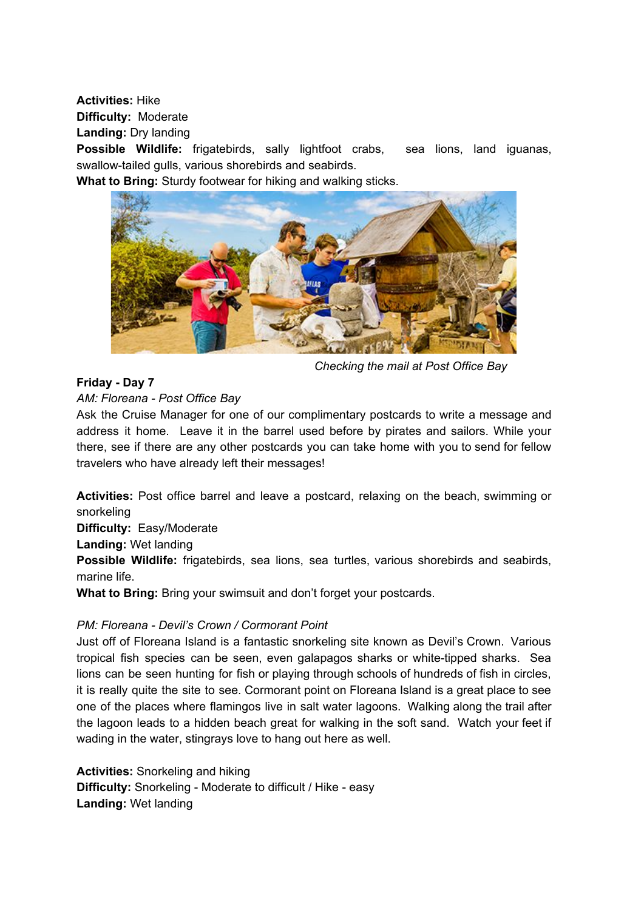**Activities:** Hike
**Difficulty:** Moderate
**Landing:** Dry landing
**Possible Wildlife:** frigatebirds, sally lightfoot crabs, sea lions, land iguanas, swallow-tailed gulls, various shorebirds and seabirds.
**What to Bring:** Sturdy footwear for hiking and walking sticks.

*Checking the mail at Post Office Bay*

**Friday - Day 7**

*AM: Floreana - Post Office Bay*

Ask the Cruise Manager for one of our complimentary postcards to write a message and address it home. Leave it in the barrel used before by pirates and sailors. While your there, see if there are any other postcards you can take home with you to send for fellow travelers who have already left their messages!

**Activities:** Post office barrel and leave a postcard, relaxing on the beach, swimming or snorkeling
**Difficulty:** Easy/Moderate
**Landing:** Wet landing
**Possible Wildlife:** frigatebirds, sea lions, sea turtles, various shorebirds and seabirds, marine life.
**What to Bring:** Bring your swimsuit and don't forget your postcards.

*PM: Floreana - Devil's Crown / Cormorant Point*

Just off of Floreana Island is a fantastic snorkeling site known as Devil's Crown. Various tropical fish species can be seen, even galapagos sharks or white-tipped sharks. Sea lions can be seen hunting for fish or playing through schools of hundreds of fish in circles, it is really quite the site to see. Cormorant point on Floreana Island is a great place to see one of the places where flamingos live in salt water lagoons. Walking along the trail after the lagoon leads to a hidden beach great for walking in the soft sand. Watch your feet if wading in the water, stingrays love to hang out here as well.

**Activities:** Snorkeling and hiking
**Difficulty:** Snorkeling - Moderate to difficult / Hike - easy
**Landing:** Wet landing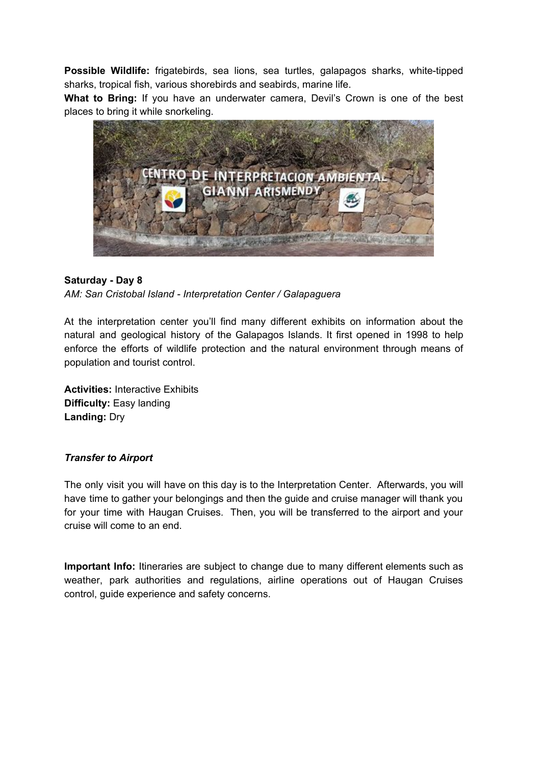**Possible Wildlife:** frigatebirds, sea lions, sea turtles, galapagos sharks, white-tipped sharks, tropical fish, various shorebirds and seabirds, marine life.

**What to Bring:** If you have an underwater camera, Devil's Crown is one of the best places to bring it while snorkeling.

**Saturday - Day 8**

*AM: San Cristobal Island - Interpretation Center / Galapaguera*

At the interpretation center you'll find many different exhibits on information about the natural and geological history of the Galapagos Islands. It first opened in 1998 to help enforce the efforts of wildlife protection and the natural environment through means of population and tourist control.

**Activities:** Interactive Exhibits
**Difficulty:** Easy landing
**Landing:** Dry

***Transfer to Airport***

The only visit you will have on this day is to the Interpretation Center. Afterwards, you will have time to gather your belongings and then the guide and cruise manager will thank you for your time with Haugan Cruises. Then, you will be transferred to the airport and your cruise will come to an end.

**Important Info:** Itineraries are subject to change due to many different elements such as weather, park authorities and regulations, airline operations out of Haugan Cruises control, guide experience and safety concerns.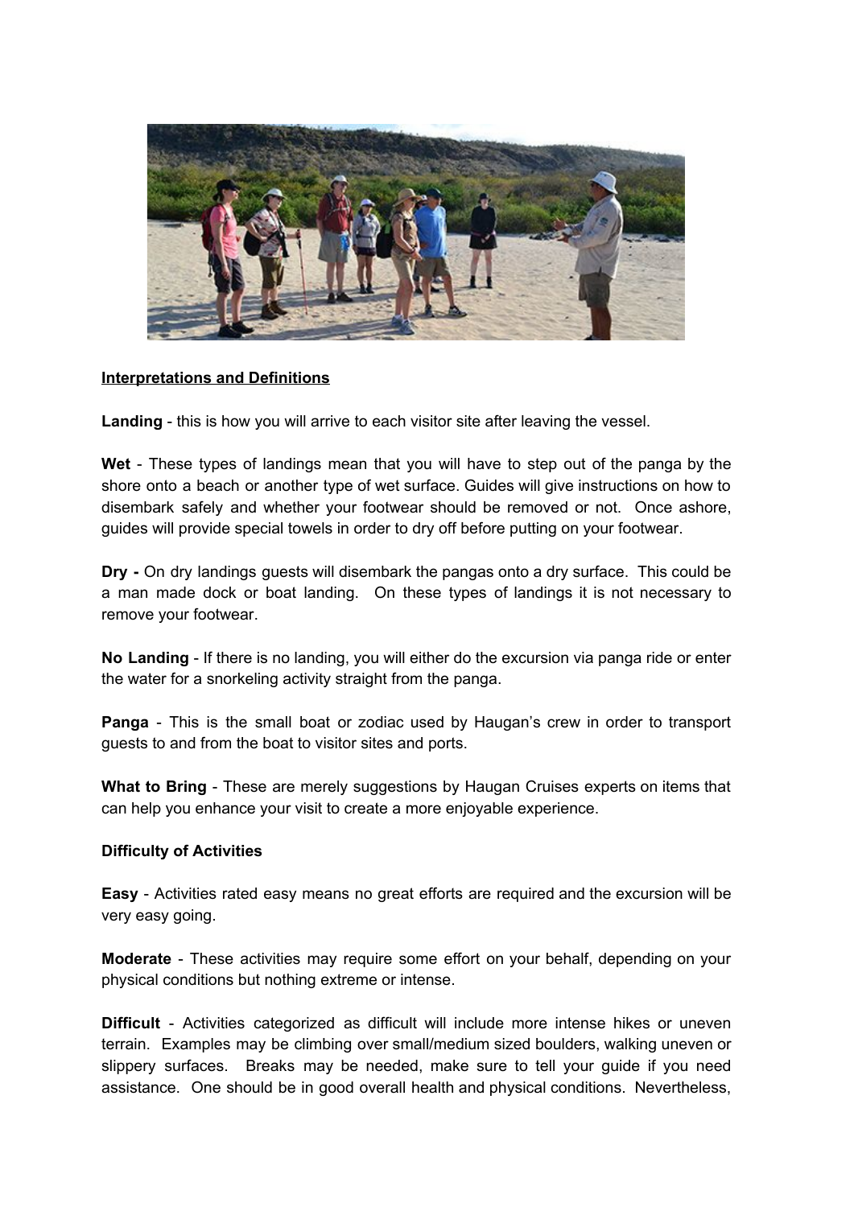**Interpretations and Definitions**

**Landing** - this is how you will arrive to each visitor site after leaving the vessel.

**Wet** - These types of landings mean that you will have to step out of the panga by the shore onto a beach or another type of wet surface. Guides will give instructions on how to disembark safely and whether your footwear should be removed or not. Once ashore, guides will provide special towels in order to dry off before putting on your footwear.

**Dry -** On dry landings guests will disembark the pangas onto a dry surface. This could be a man made dock or boat landing. On these types of landings it is not necessary to remove your footwear.

**No Landing** - If there is no landing, you will either do the excursion via panga ride or enter the water for a snorkeling activity straight from the panga.

**Panga** - This is the small boat or zodiac used by Haugan's crew in order to transport guests to and from the boat to visitor sites and ports.

**What to Bring** - These are merely suggestions by Haugan Cruises experts on items that can help you enhance your visit to create a more enjoyable experience.

**Difficulty of Activities**

**Easy** - Activities rated easy means no great efforts are required and the excursion will be very easy going.

**Moderate** - These activities may require some effort on your behalf, depending on your physical conditions but nothing extreme or intense.

**Difficult** - Activities categorized as difficult will include more intense hikes or uneven terrain. Examples may be climbing over small/medium sized boulders, walking uneven or slippery surfaces. Breaks may be needed, make sure to tell your guide if you need assistance. One should be in good overall health and physical conditions. Nevertheless,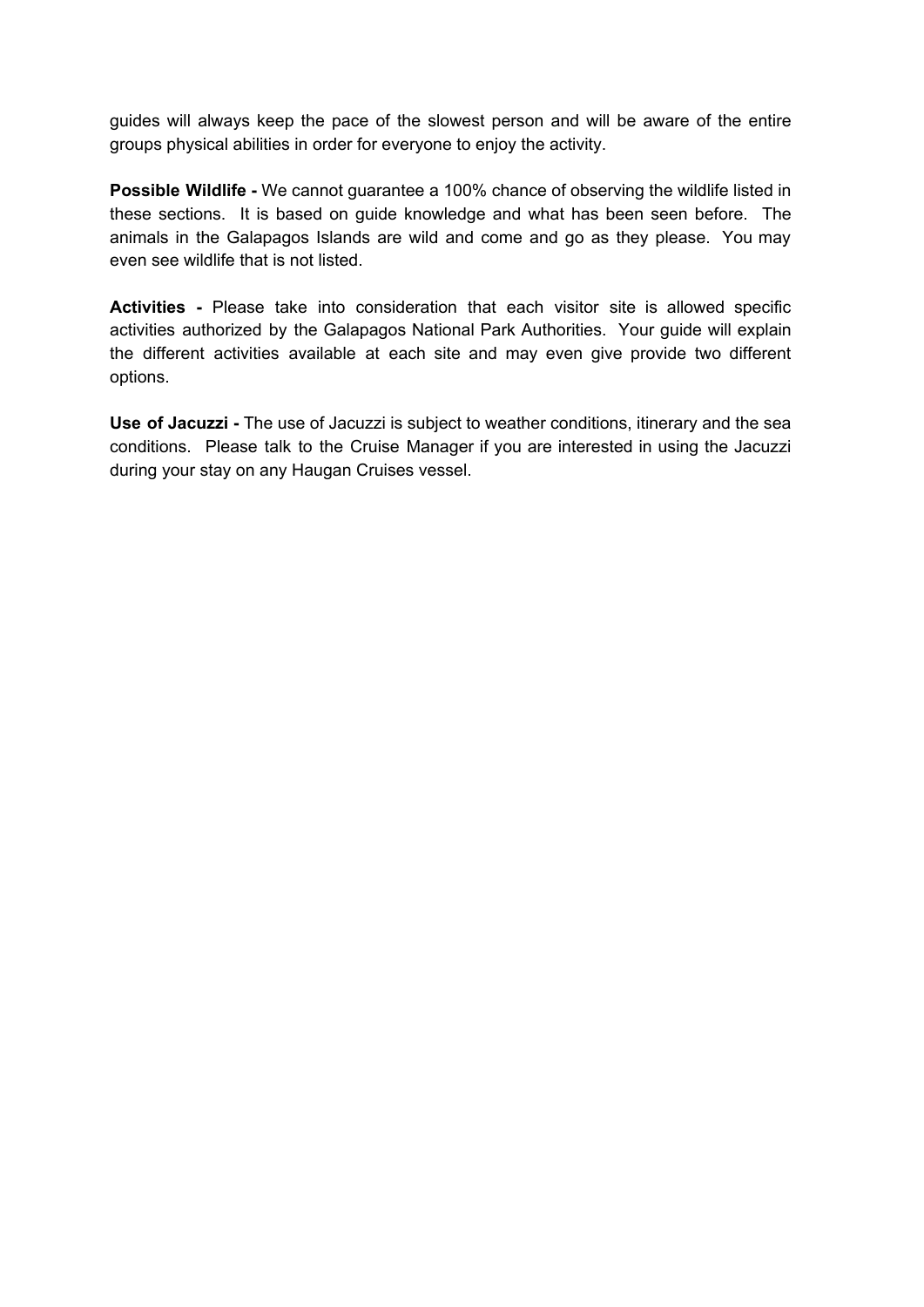guides will always keep the pace of the slowest person and will be aware of the entire groups physical abilities in order for everyone to enjoy the activity.

**Possible Wildlife -** We cannot guarantee a 100% chance of observing the wildlife listed in these sections. It is based on guide knowledge and what has been seen before. The animals in the Galapagos Islands are wild and come and go as they please. You may even see wildlife that is not listed.

**Activities -** Please take into consideration that each visitor site is allowed specific activities authorized by the Galapagos National Park Authorities. Your guide will explain the different activities available at each site and may even give provide two different options.

**Use of Jacuzzi -** The use of Jacuzzi is subject to weather conditions, itinerary and the sea conditions. Please talk to the Cruise Manager if you are interested in using the Jacuzzi during your stay on any Haugan Cruises vessel.